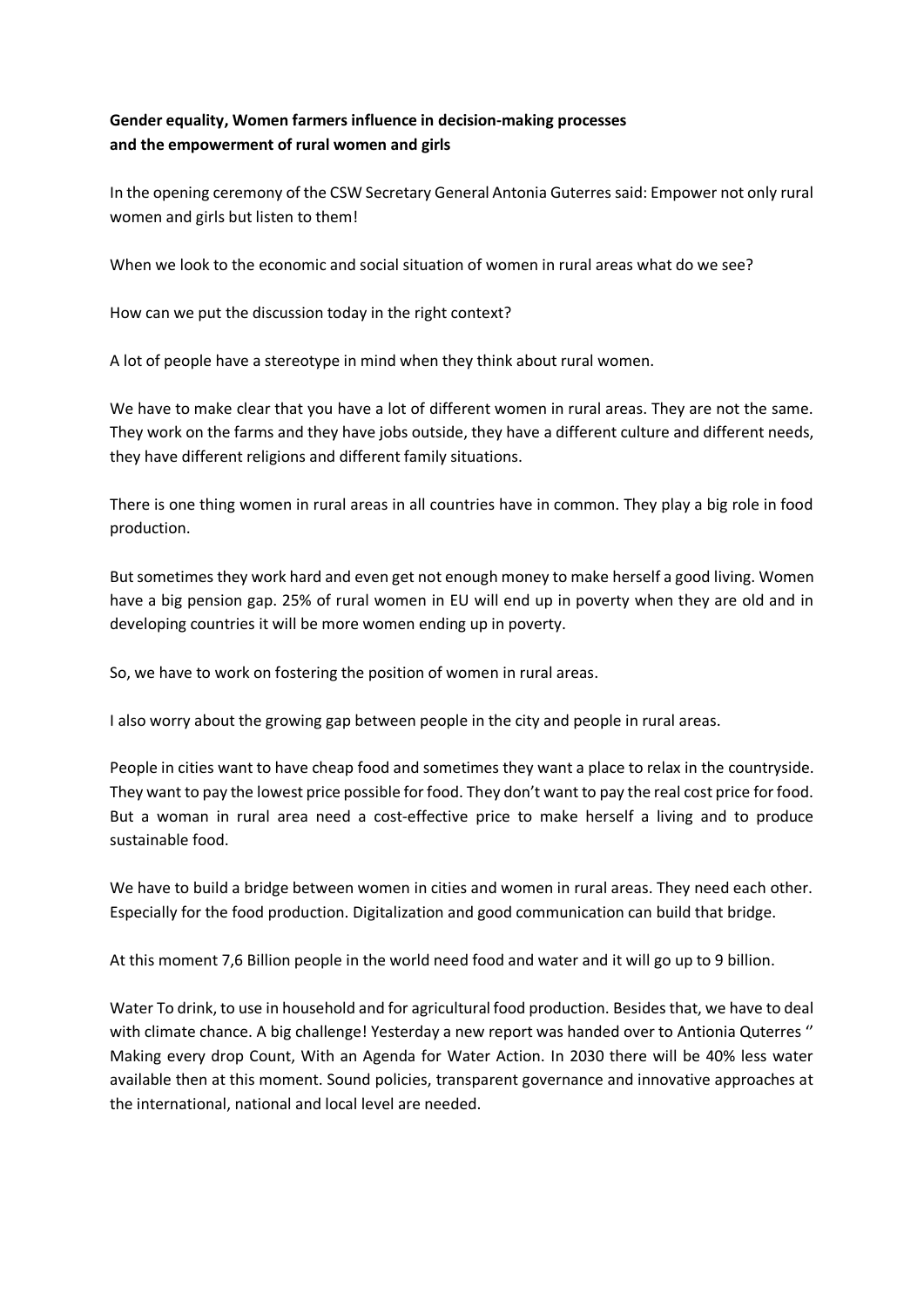**Gender equality, Women farmers influence in decision-making processes and the empowerment of rural women and girls**

In the opening ceremony of the CSW Secretary General Antonia Guterres said: Empower not only rural women and girls but listen to them!

When we look to the economic and social situation of women in rural areas what do we see?

How can we put the discussion today in the right context?

A lot of people have a stereotype in mind when they think about rural women.

We have to make clear that you have a lot of different women in rural areas. They are not the same. They work on the farms and they have jobs outside, they have a different culture and different needs, they have different religions and different family situations.

There is one thing women in rural areas in all countries have in common. They play a big role in food production.

But sometimes they work hard and even get not enough money to make herself a good living. Women have a big pension gap. 25% of rural women in EU will end up in poverty when they are old and in developing countries it will be more women ending up in poverty.

So, we have to work on fostering the position of women in rural areas.

I also worry about the growing gap between people in the city and people in rural areas.

People in cities want to have cheap food and sometimes they want a place to relax in the countryside. They want to pay the lowest price possible for food. They don't want to pay the real cost price for food. But a woman in rural area need a cost-effective price to make herself a living and to produce sustainable food.

We have to build a bridge between women in cities and women in rural areas. They need each other. Especially for the food production. Digitalization and good communication can build that bridge.

At this moment 7,6 Billion people in the world need food and water and it will go up to 9 billion.

Water To drink, to use in household and for agricultural food production. Besides that, we have to deal with climate chance. A big challenge! Yesterday a new report was handed over to Antonia Quterres '' Making every drop Count, With an Agenda for Water Action. In 2030 there will be 40% less water available then at this moment. Sound policies, transparent governance and innovative approaches at the international, national and local level are needed.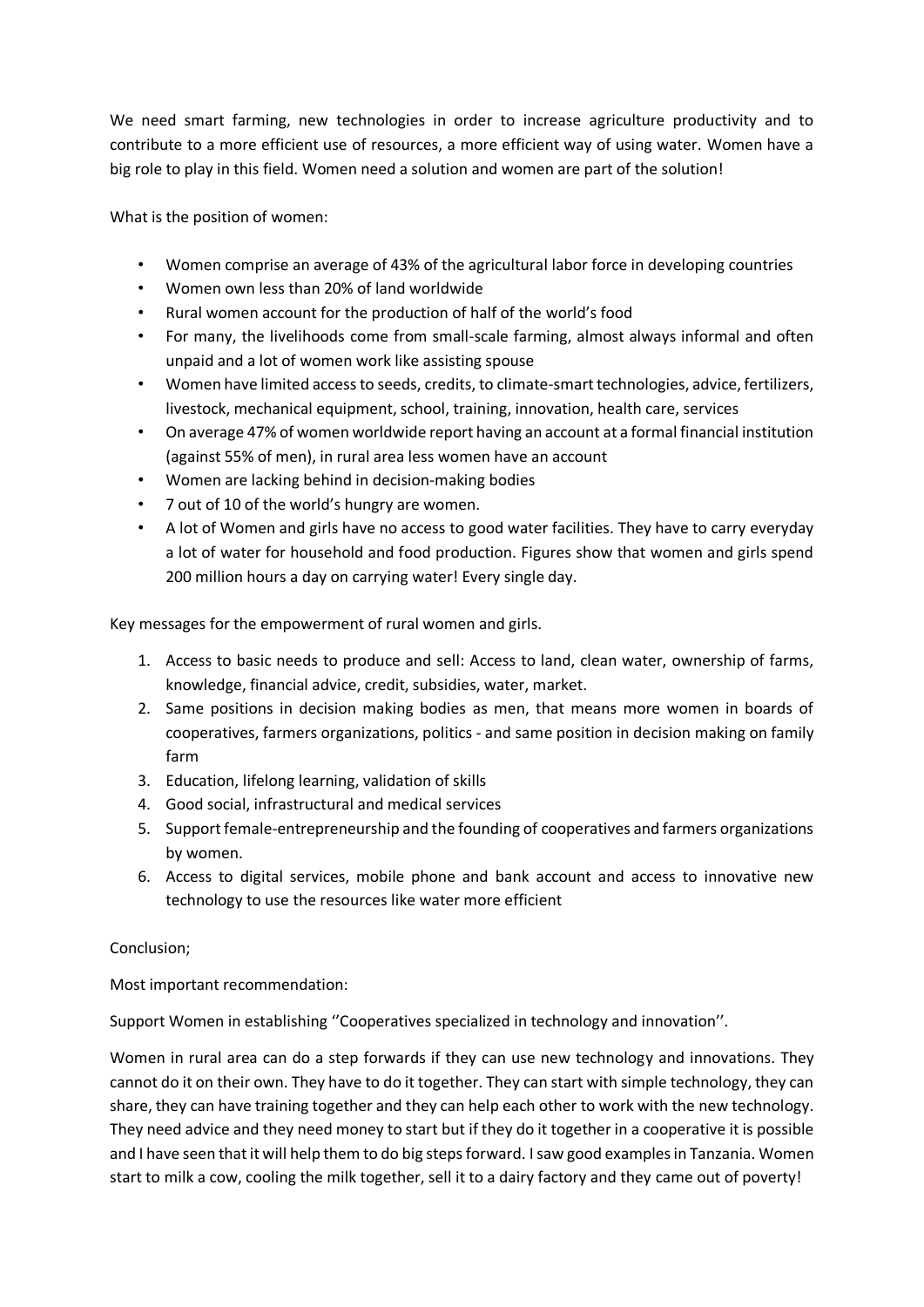We need smart farming, new technologies in order to increase agriculture productivity and to contribute to a more efficient use of resources, a more efficient way of using water. Women have a big role to play in this field. Women need a solution and women are part of the solution!

What is the position of women:

- Women comprise an average of 43% of the agricultural labor force in developing countries
- Women own less than 20% of land worldwide
- Rural women account for the production of half of the world's food
- For many, the livelihoods come from small-scale farming, almost always informal and often unpaid and a lot of women work like assisting spouse
- Women have limited access to seeds, credits, to climate-smart technologies, advice, fertilizers, livestock, mechanical equipment, school, training, innovation, health care, services
- On average 47% of women worldwide report having an account at a formal financial institution (against 55% of men), in rural area less women have an account
- Women are lacking behind in decision-making bodies
- 7 out of 10 of the world's hungry are women.
- A lot of Women and girls have no access to good water facilities. They have to carry everyday a lot of water for household and food production. Figures show that women and girls spend 200 million hours a day on carrying water! Every single day.

Key messages for the empowerment of rural women and girls.

1. Access to basic needs to produce and sell: Access to land, clean water, ownership of farms, knowledge, financial advice, credit, subsidies, water, market.
2. Same positions in decision making bodies as men, that means more women in boards of cooperatives, farmers organizations, politics - and same position in decision making on family farm
3. Education, lifelong learning, validation of skills
4. Good social, infrastructural and medical services
5. Support female-entrepreneurship and the founding of cooperatives and farmers organizations by women.
6. Access to digital services, mobile phone and bank account and access to innovative new technology to use the resources like water more efficient

Conclusion;

Most important recommendation:

Support Women in establishing ''Cooperatives specialized in technology and innovation''.

Women in rural area can do a step forwards if they can use new technology and innovations. They cannot do it on their own. They have to do it together. They can start with simple technology, they can share, they can have training together and they can help each other to work with the new technology. They need advice and they need money to start but if they do it together in a cooperative it is possible and I have seen that it will help them to do big steps forward. I saw good examples in Tanzania. Women start to milk a cow, cooling the milk together, sell it to a dairy factory and they came out of poverty!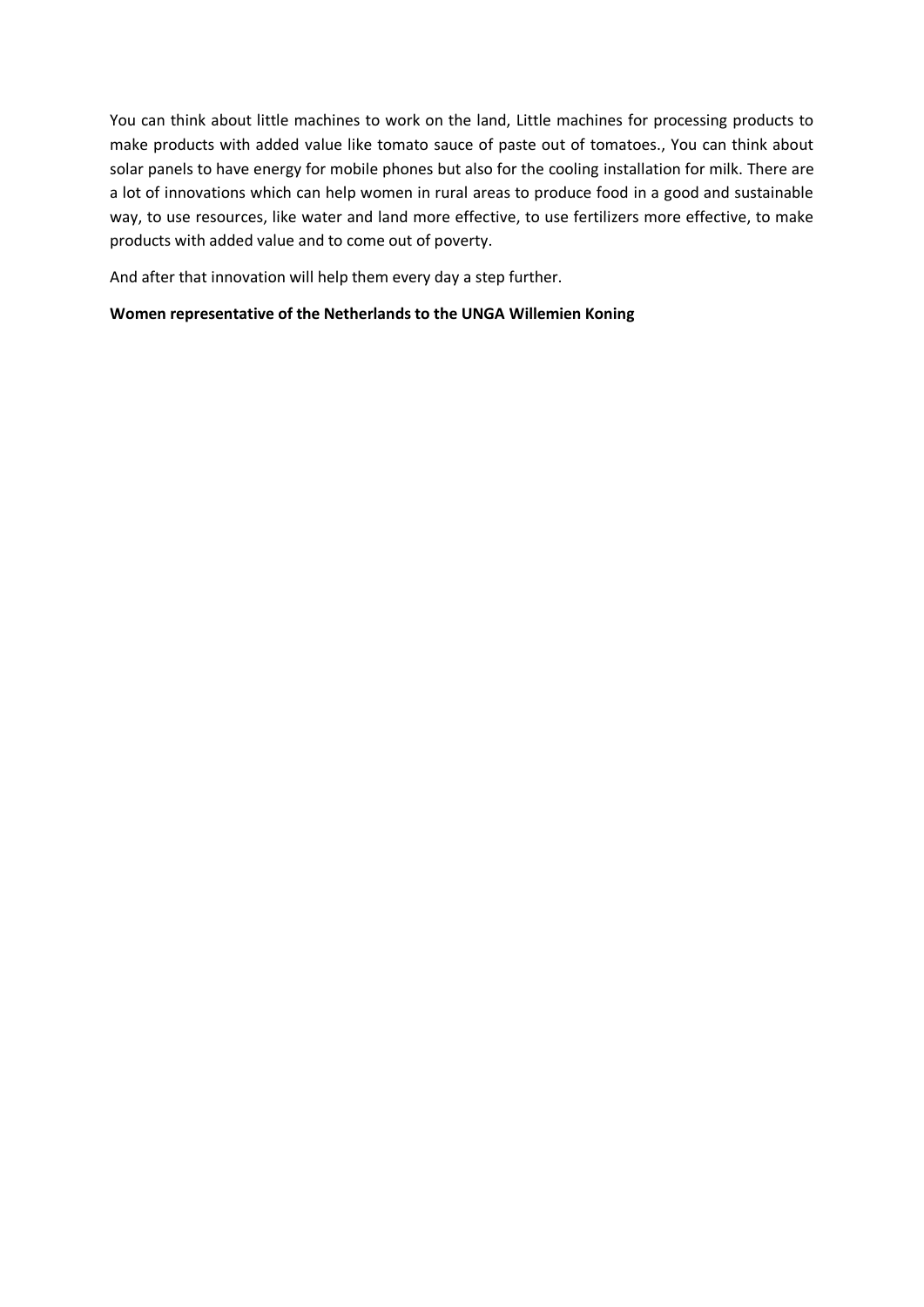You can think about little machines to work on the land, Little machines for processing products to make products with added value like tomato sauce of paste out of tomatoes., You can think about solar panels to have energy for mobile phones but also for the cooling installation for milk. There are a lot of innovations which can help women in rural areas to produce food in a good and sustainable way, to use resources, like water and land more effective, to use fertilizers more effective, to make products with added value and to come out of poverty.

And after that innovation will help them every day a step further.

**Women representative of the Netherlands to the UNGA Willemien Koning**